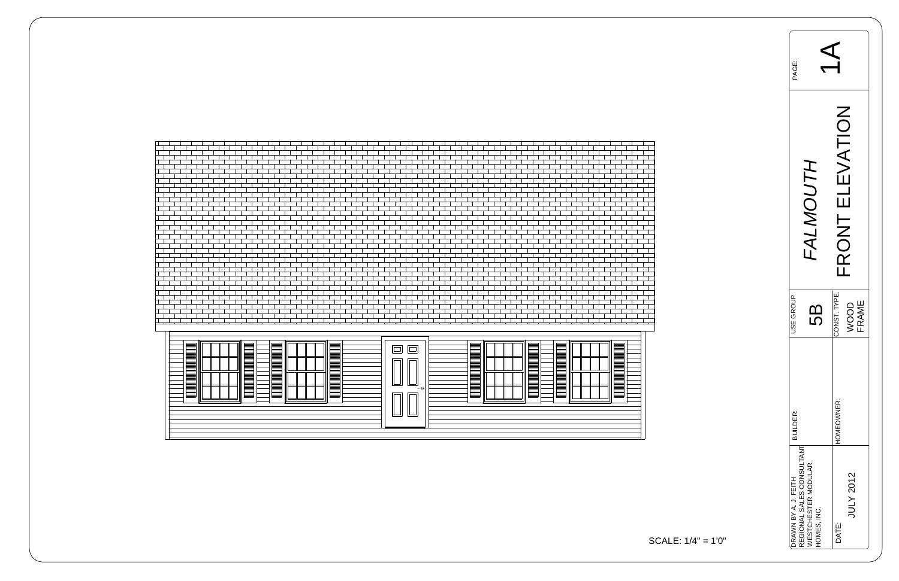SCALE: 1/4" = 1'0"

| | |
|---|---|
| PAGE: | 1A |
| *FALMOUTH* FRONT ELEVATION | |
| USE GROUP: 5B | CONST. TYPE: WOOD FRAME |
| BUILDER: | HOMEOWNER: |
| DRAWN BY A. J. FEITH REGIONAL SALES CONSULTANT WESTCHESTER MODULAR HOMES, INC. | DATE: JULY 2012 |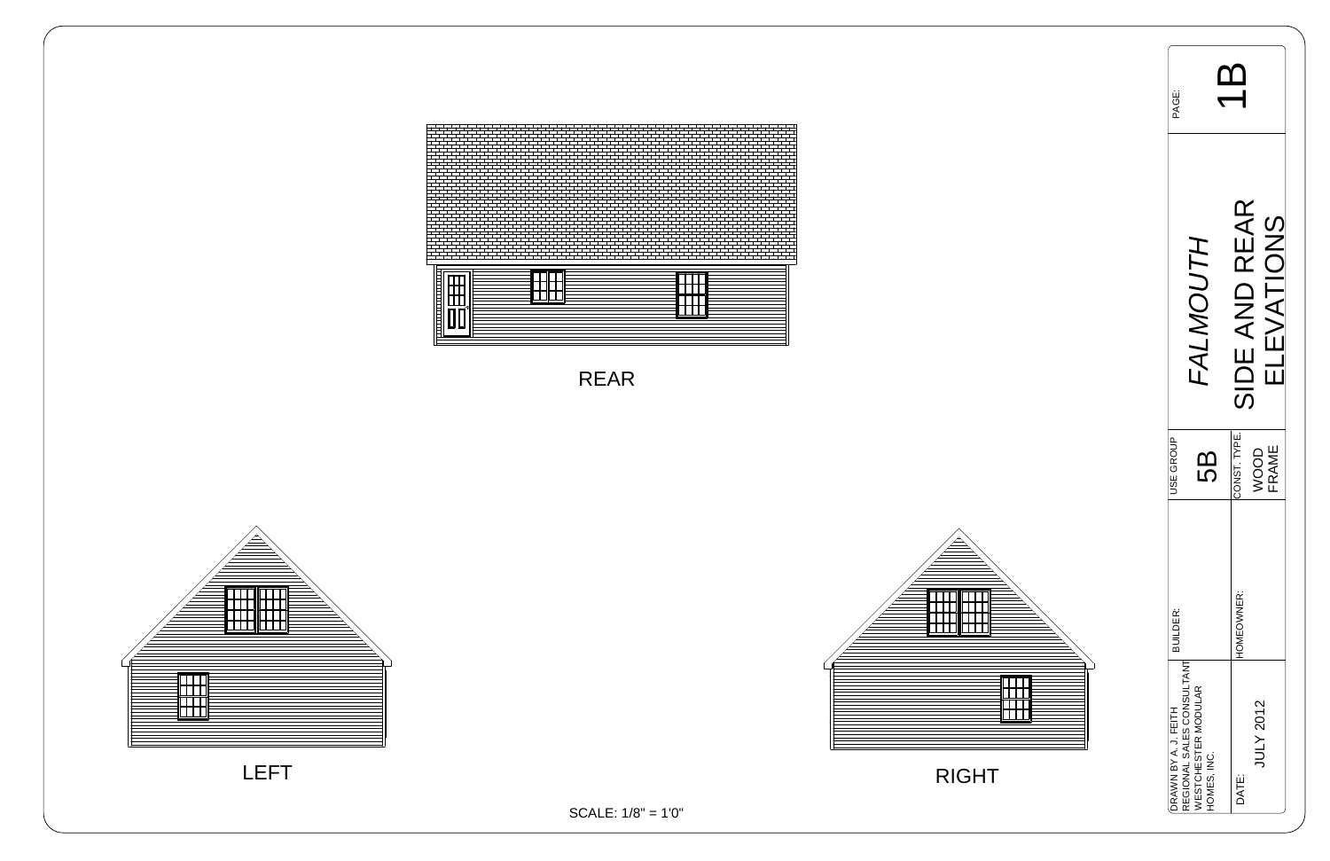REAR

LEFT

RIGHT

SCALE: 1/8" = 1'0"

| | |
|---|---|
| PAGE: | 1B |
| *FALMOUTH* | SIDE AND REAR ELEVATIONS |
| USE GROUP: 5B | CONST. TYPE: WOOD FRAME |
| BUILDER: | HOMEOWNER: |
| DRAWN BY A. J. FEITH REGIONAL SALES CONSULTANT WESTCHESTER MODULAR HOMES, INC. | DATE: JULY 2012 |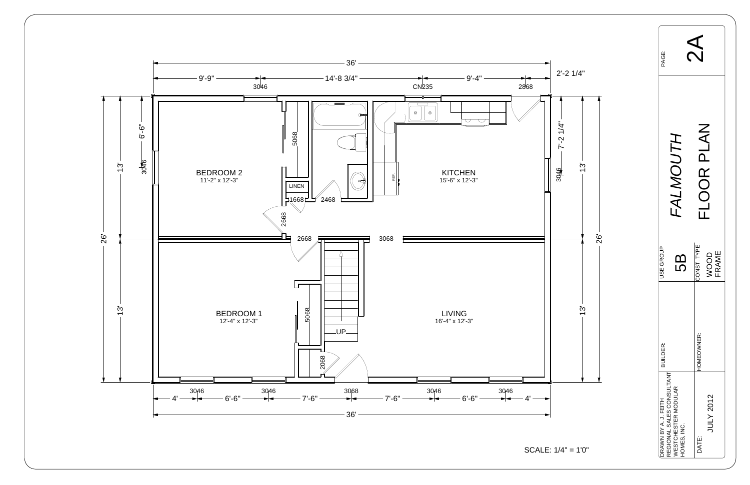# FALMOUTH FLOOR PLAN

PAGE: 2A

| USE GROUP | 5B |
|---|---|
| CONST. TYPE: | WOOD FRAME |
| BUILDER: | |
| HOMEOWNER: | |
| DRAWN BY A. J. FEITH REGIONAL SALES CONSULTANT WESTCHESTER MODULAR HOMES, INC. | |
| DATE: | JULY 2012 |

BEDROOM 2
11'-2" x 12'-3"

KITCHEN
15'-6" x 12'-3"

BEDROOM 1
12'-4" x 12'-3"

LIVING
16'-4" x 12'-3"

LINEN

REF

UP

Overall dimensions: 36' x 26'

Top dimensions: 9'-9" | 14'-8 3/4" | 9'-4" | 2'-2 1/4"

Bottom dimensions: 4' | 6'-6" | 7'-6" | 7'-6" | 6'-6" | 4'

Side dimensions: 13' | 13'; 6'-6"; 7'-2 1/4"

Windows/doors: 3046, CN235, 2868, 5068, 1668, 2468, 2668, 3068, 2068

SCALE: 1/4" = 1'0"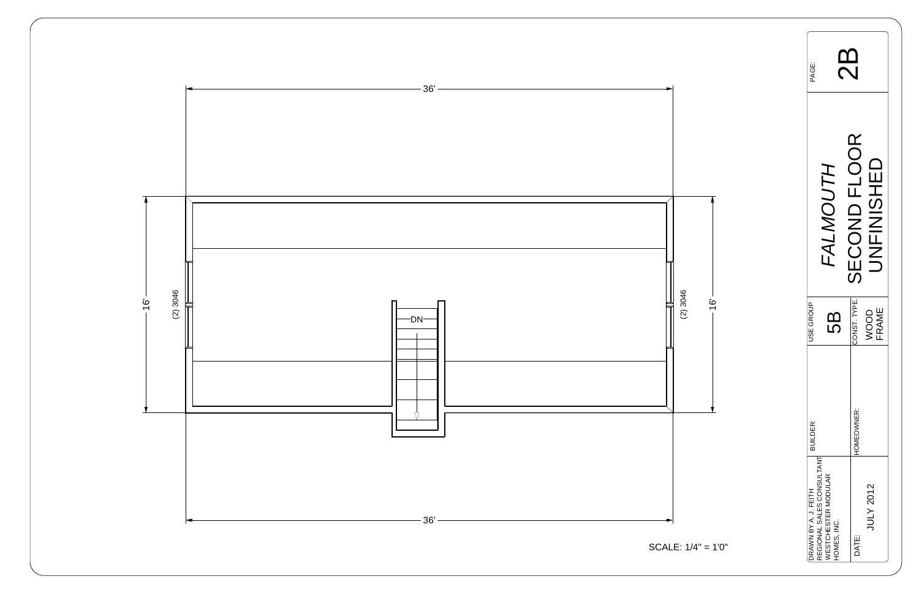36'

16'

(2) 3046

DN

(2) 3046

16'

36'

SCALE: 1/4" = 1'0"

PAGE: 2B

*FALMOUTH*

SECOND FLOOR UNFINISHED

USE GROUP: 5B

CONST. TYPE: WOOD FRAME

BUILDER:

HOMEOWNER:

DRAWN BY A. J. FEITH
REGIONAL SALES CONSULTANT
WESTCHESTER MODULAR
HOMES, INC.

DATE: JULY 2012